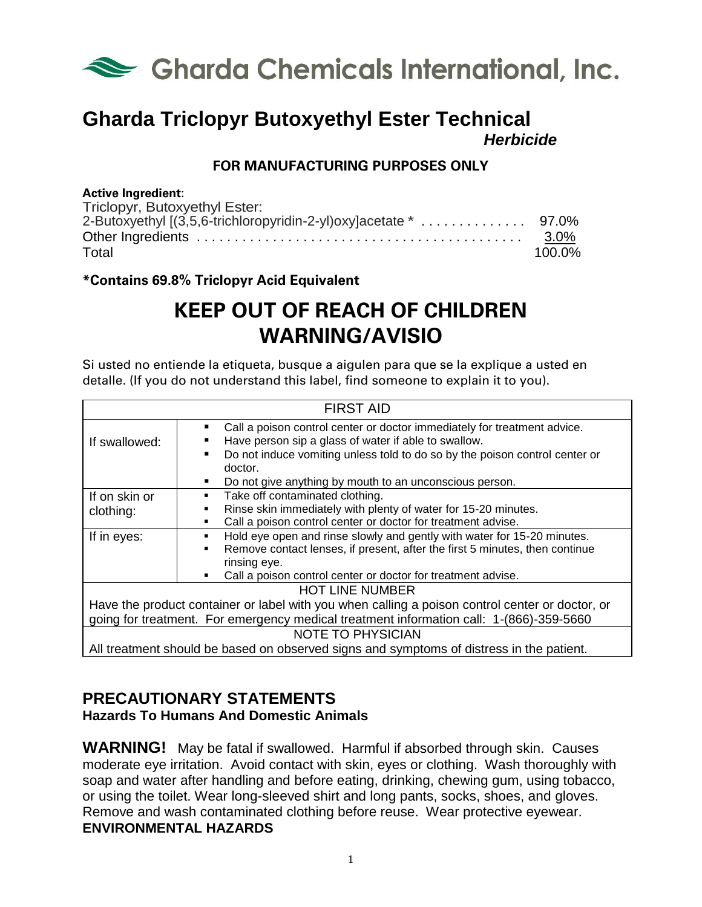# Gharda Chemicals International, Inc.

# Gharda Triclopyr Butoxyethyl Ester Technical

***Herbicide***

**FOR MANUFACTURING PURPOSES ONLY**

**Active Ingredient**:

| | |
|---|---|
| Triclopyr, Butoxyethyl Ester: | |
| 2-Butoxyethyl [(3,5,6-trichloropyridin-2-yl)oxy]acetate * | 97.0% |
| Other Ingredients | 3.0% |
| Total | 100.0% |

**\*Contains 69.8% Triclopyr Acid Equivalent**

## KEEP OUT OF REACH OF CHILDREN
## WARNING/AVISIO

Si usted no entiende la etiqueta, busque a aigulen para que se la explique a usted en detalle. (If you do not understand this label, find someone to explain it to you).

| FIRST AID | |
|---|---|
| If swallowed: | • Call a poison control center or doctor immediately for treatment advice.<br>• Have person sip a glass of water if able to swallow.<br>• Do not induce vomiting unless told to do so by the poison control center or doctor.<br>• Do not give anything by mouth to an unconscious person. |
| If on skin or clothing: | • Take off contaminated clothing.<br>• Rinse skin immediately with plenty of water for 15-20 minutes.<br>• Call a poison control center or doctor for treatment advise. |
| If in eyes: | • Hold eye open and rinse slowly and gently with water for 15-20 minutes.<br>• Remove contact lenses, if present, after the first 5 minutes, then continue rinsing eye.<br>• Call a poison control center or doctor for treatment advise. |
| HOT LINE NUMBER<br>Have the product container or label with you when calling a poison control center or doctor, or going for treatment. For emergency medical treatment information call: 1-(866)-359-5660 | |
| NOTE TO PHYSICIAN<br>All treatment should be based on observed signs and symptoms of distress in the patient. | |

## PRECAUTIONARY STATEMENTS

### Hazards To Humans And Domestic Animals

**WARNING!** May be fatal if swallowed. Harmful if absorbed through skin. Causes moderate eye irritation. Avoid contact with skin, eyes or clothing. Wash thoroughly with soap and water after handling and before eating, drinking, chewing gum, using tobacco, or using the toilet. Wear long-sleeved shirt and long pants, socks, shoes, and gloves. Remove and wash contaminated clothing before reuse. Wear protective eyewear.

**ENVIRONMENTAL HAZARDS**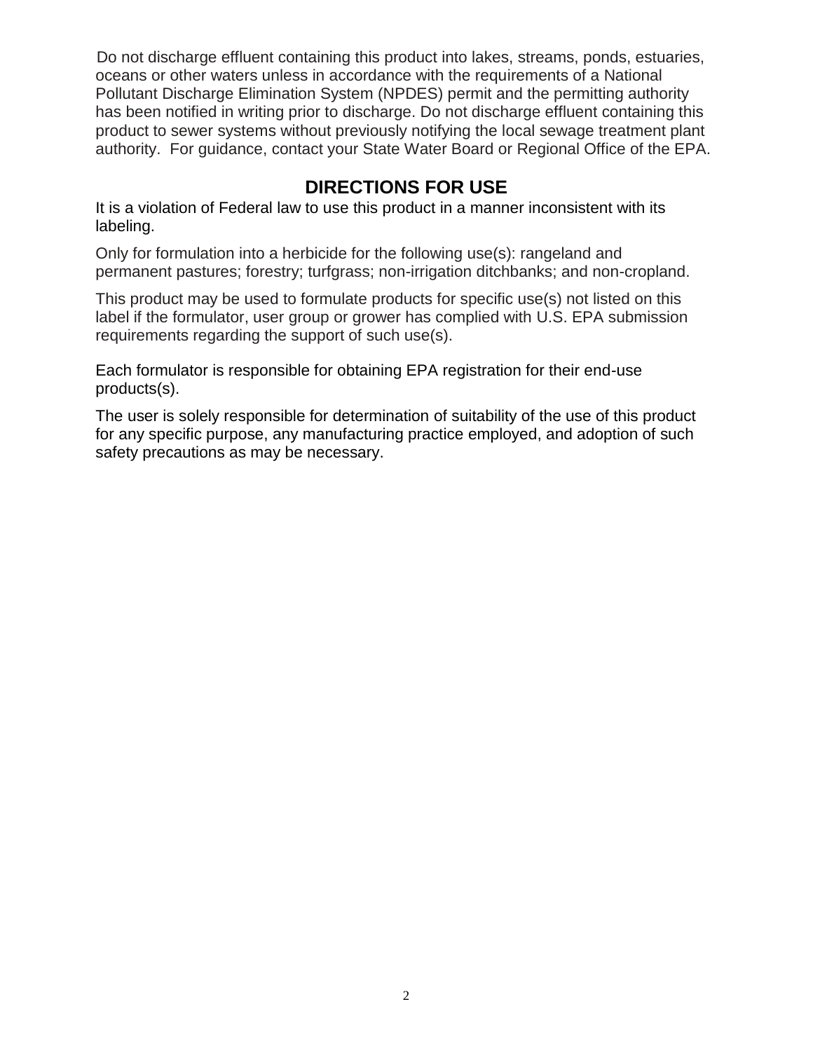Do not discharge effluent containing this product into lakes, streams, ponds, estuaries, oceans or other waters unless in accordance with the requirements of a National Pollutant Discharge Elimination System (NPDES) permit and the permitting authority has been notified in writing prior to discharge. Do not discharge effluent containing this product to sewer systems without previously notifying the local sewage treatment plant authority. For guidance, contact your State Water Board or Regional Office of the EPA.

## DIRECTIONS FOR USE

It is a violation of Federal law to use this product in a manner inconsistent with its labeling.

Only for formulation into a herbicide for the following use(s): rangeland and permanent pastures; forestry; turfgrass; non-irrigation ditchbanks; and non-cropland.

This product may be used to formulate products for specific use(s) not listed on this label if the formulator, user group or grower has complied with U.S. EPA submission requirements regarding the support of such use(s).

Each formulator is responsible for obtaining EPA registration for their end-use products(s).

The user is solely responsible for determination of suitability of the use of this product for any specific purpose, any manufacturing practice employed, and adoption of such safety precautions as may be necessary.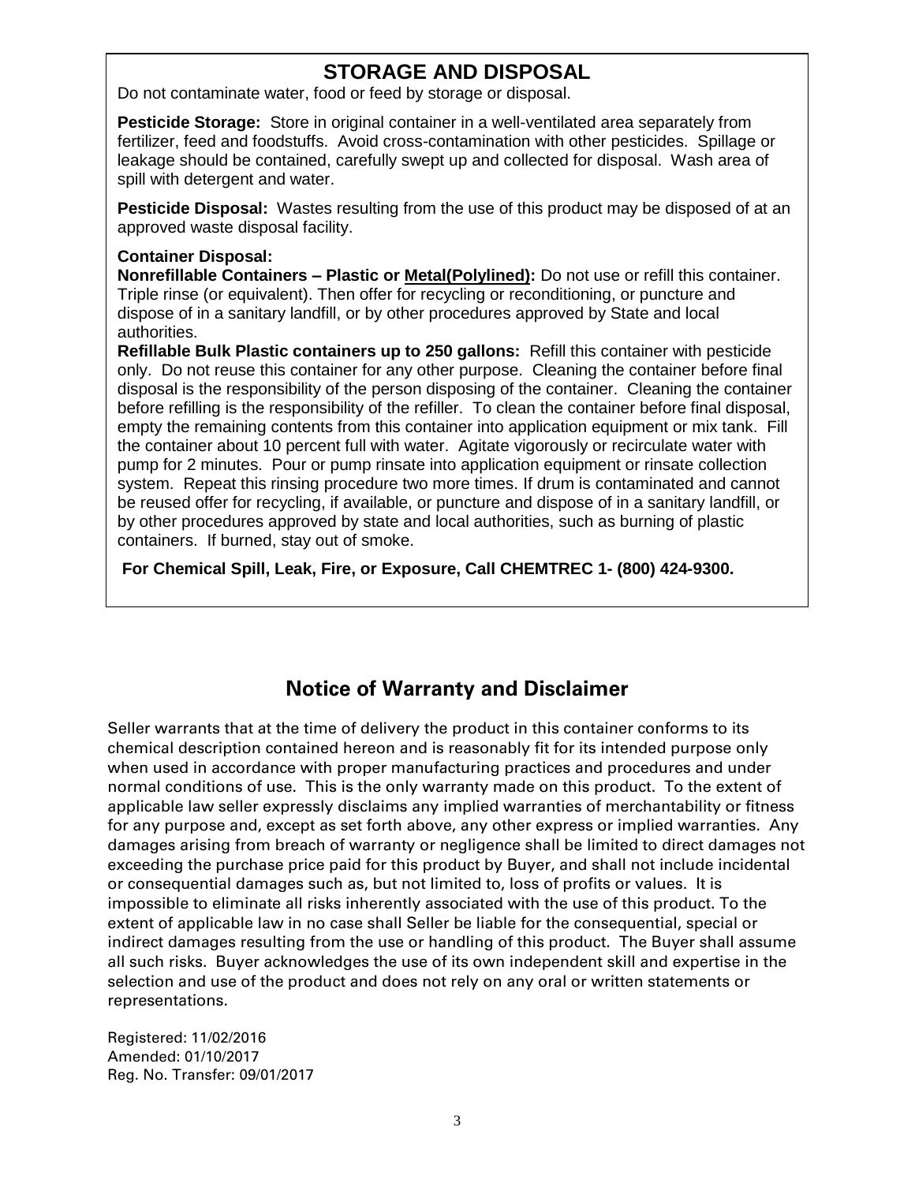## STORAGE AND DISPOSAL

Do not contaminate water, food or feed by storage or disposal.

**Pesticide Storage:** Store in original container in a well-ventilated area separately from fertilizer, feed and foodstuffs. Avoid cross-contamination with other pesticides. Spillage or leakage should be contained, carefully swept up and collected for disposal. Wash area of spill with detergent and water.

**Pesticide Disposal:** Wastes resulting from the use of this product may be disposed of at an approved waste disposal facility.

**Container Disposal:**

**Nonrefillable Containers – Plastic or <u>Metal(Polylined)</u>:** Do not use or refill this container. Triple rinse (or equivalent). Then offer for recycling or reconditioning, or puncture and dispose of in a sanitary landfill, or by other procedures approved by State and local authorities.

**Refillable Bulk Plastic containers up to 250 gallons:** Refill this container with pesticide only. Do not reuse this container for any other purpose. Cleaning the container before final disposal is the responsibility of the person disposing of the container. Cleaning the container before refilling is the responsibility of the refiller. To clean the container before final disposal, empty the remaining contents from this container into application equipment or mix tank. Fill the container about 10 percent full with water. Agitate vigorously or recirculate water with pump for 2 minutes. Pour or pump rinsate into application equipment or rinsate collection system. Repeat this rinsing procedure two more times. If drum is contaminated and cannot be reused offer for recycling, if available, or puncture and dispose of in a sanitary landfill, or by other procedures approved by state and local authorities, such as burning of plastic containers. If burned, stay out of smoke.

**For Chemical Spill, Leak, Fire, or Exposure, Call CHEMTREC 1- (800) 424-9300.**

## Notice of Warranty and Disclaimer

Seller warrants that at the time of delivery the product in this container conforms to its chemical description contained hereon and is reasonably fit for its intended purpose only when used in accordance with proper manufacturing practices and procedures and under normal conditions of use. This is the only warranty made on this product. To the extent of applicable law seller expressly disclaims any implied warranties of merchantability or fitness for any purpose and, except as set forth above, any other express or implied warranties. Any damages arising from breach of warranty or negligence shall be limited to direct damages not exceeding the purchase price paid for this product by Buyer, and shall not include incidental or consequential damages such as, but not limited to, loss of profits or values. It is impossible to eliminate all risks inherently associated with the use of this product. To the extent of applicable law in no case shall Seller be liable for the consequential, special or indirect damages resulting from the use or handling of this product. The Buyer shall assume all such risks. Buyer acknowledges the use of its own independent skill and expertise in the selection and use of the product and does not rely on any oral or written statements or representations.

Registered: 11/02/2016
Amended: 01/10/2017
Reg. No. Transfer: 09/01/2017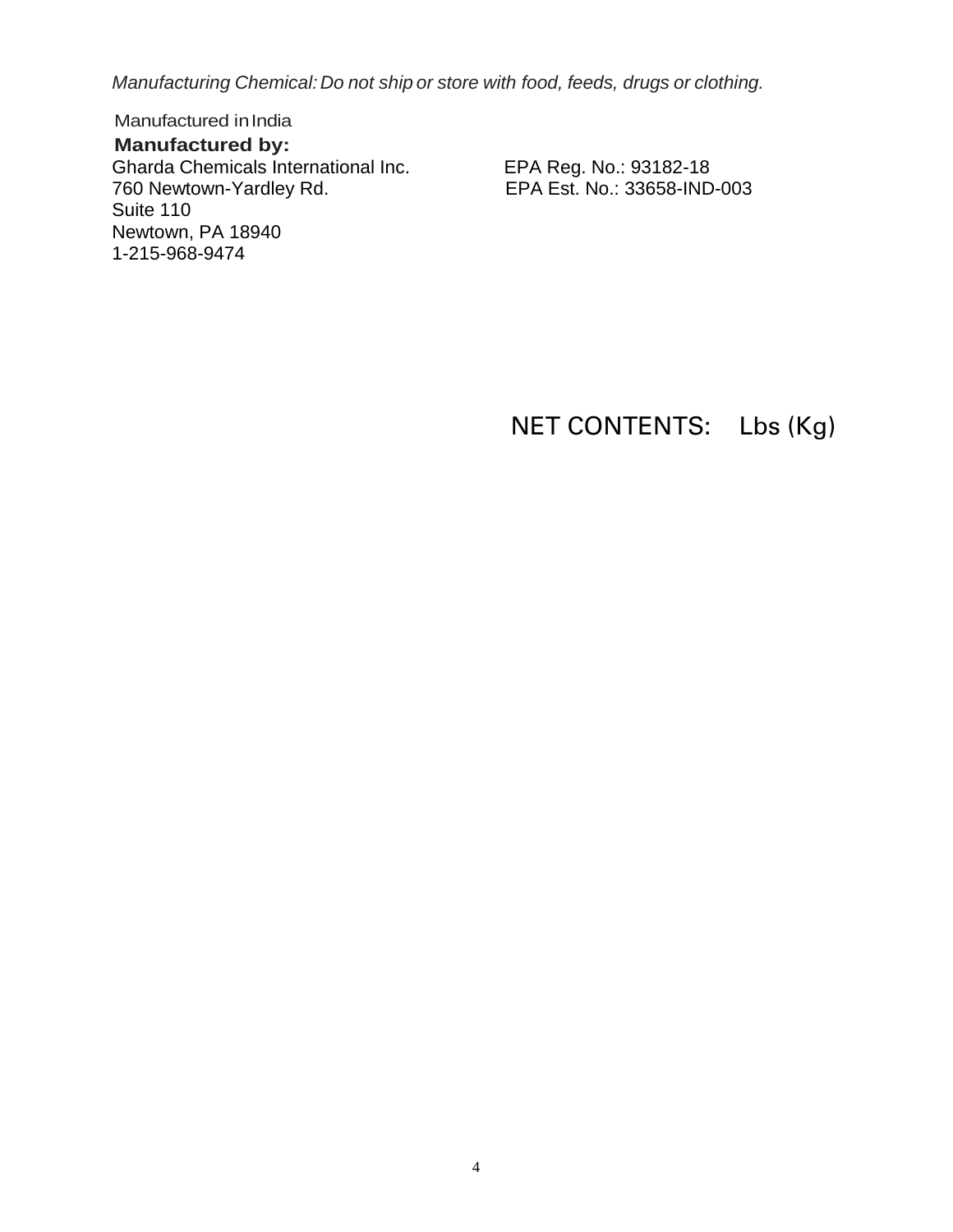*Manufacturing Chemical: Do not ship or store with food, feeds, drugs or clothing.*

Manufactured in India

**Manufactured by:**

Gharda Chemicals International Inc.
760 Newtown-Yardley Rd.
Suite 110
Newtown, PA 18940
1-215-968-9474

EPA Reg. No.: 93182-18
EPA Est. No.: 33658-IND-003

NET CONTENTS: Lbs (Kg)